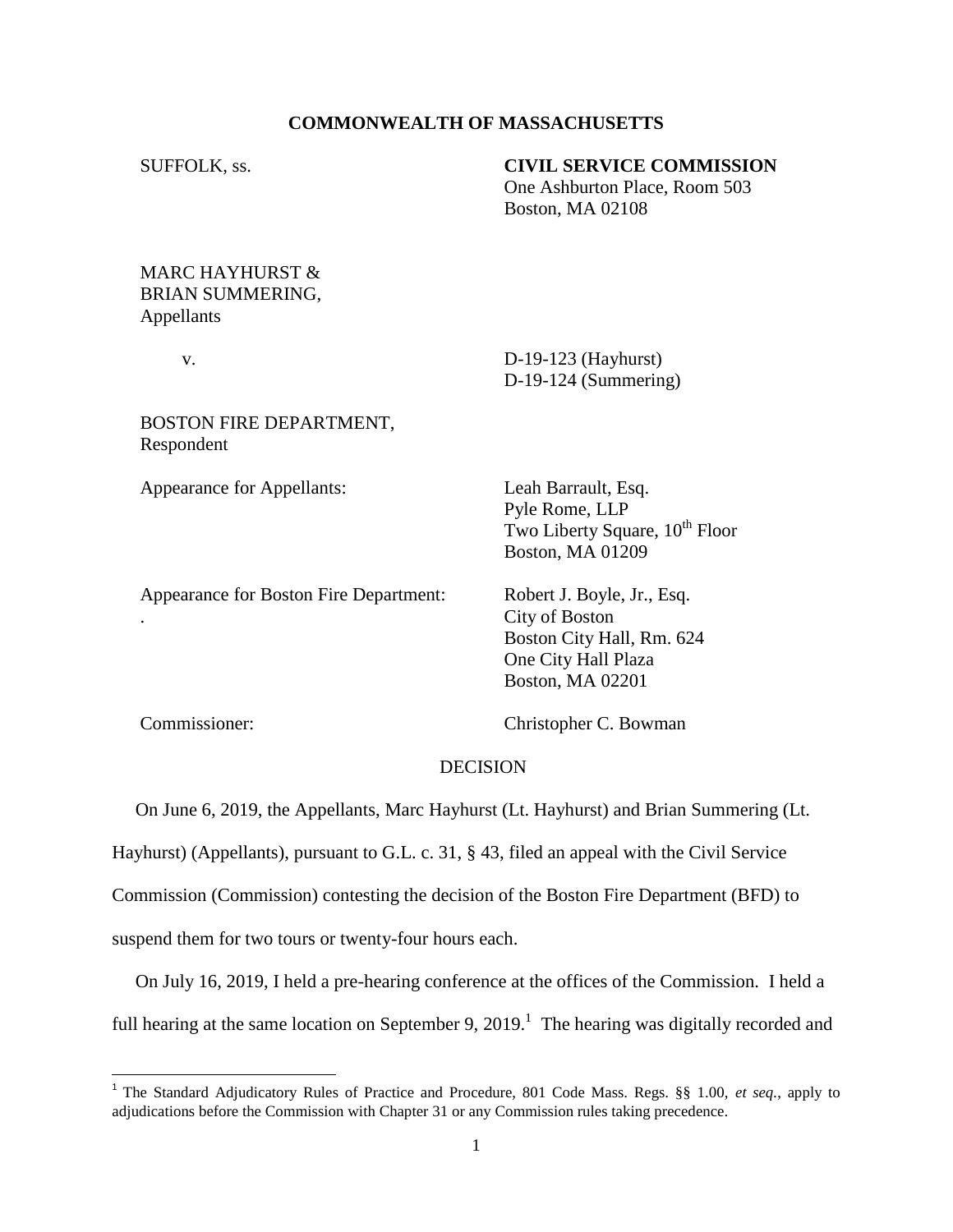**COMMONWEALTH OF MASSACHUSETTS**

SUFFOLK, ss.

**CIVIL SERVICE COMMISSION**
One Ashburton Place, Room 503
Boston, MA 02108

MARC HAYHURST &
BRIAN SUMMERING,
Appellants

v.

D-19-123 (Hayhurst)
D-19-124 (Summering)

BOSTON FIRE DEPARTMENT,
Respondent

Appearance for Appellants:

Leah Barrault, Esq.
Pyle Rome, LLP
Two Liberty Square, 10th Floor
Boston, MA 01209

Appearance for Boston Fire Department:
.

Robert J. Boyle, Jr., Esq.
City of Boston
Boston City Hall, Rm. 624
One City Hall Plaza
Boston, MA 02201

Commissioner:

Christopher C. Bowman

DECISION

On June 6, 2019, the Appellants, Marc Hayhurst (Lt. Hayhurst) and Brian Summering (Lt. Hayhurst) (Appellants), pursuant to G.L. c. 31, § 43, filed an appeal with the Civil Service Commission (Commission) contesting the decision of the Boston Fire Department (BFD) to suspend them for two tours or twenty-four hours each.

On July 16, 2019, I held a pre-hearing conference at the offices of the Commission. I held a full hearing at the same location on September 9, 2019.[1] The hearing was digitally recorded and

[1] The Standard Adjudicatory Rules of Practice and Procedure, 801 Code Mass. Regs. §§ 1.00, *et seq.*, apply to adjudications before the Commission with Chapter 31 or any Commission rules taking precedence.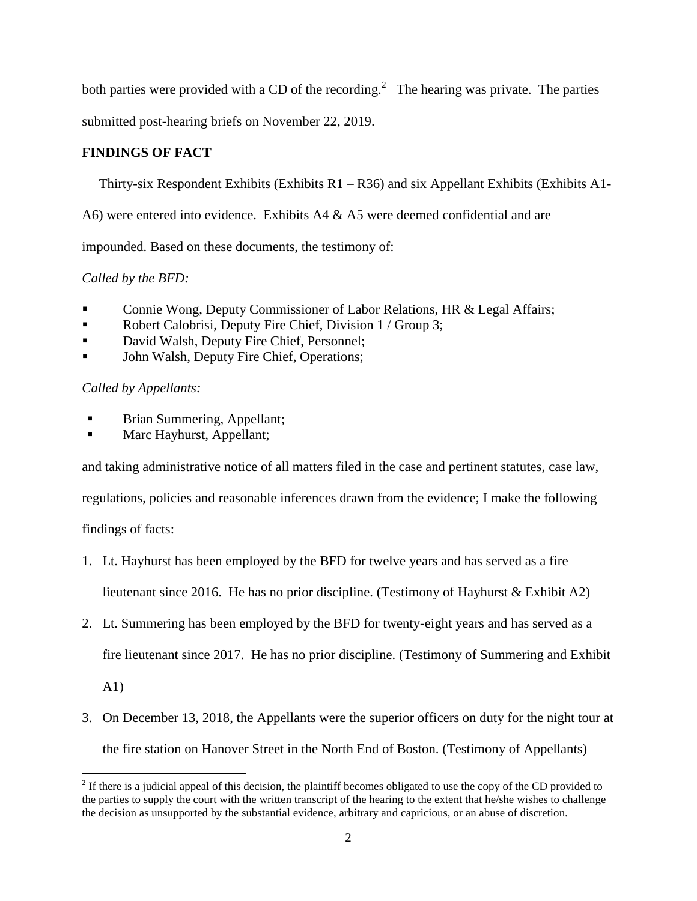both parties were provided with a CD of the recording.[2] The hearing was private. The parties submitted post-hearing briefs on November 22, 2019.

**FINDINGS OF FACT**

Thirty-six Respondent Exhibits (Exhibits R1 – R36) and six Appellant Exhibits (Exhibits A1-A6) were entered into evidence. Exhibits A4 & A5 were deemed confidential and are impounded. Based on these documents, the testimony of:

*Called by the BFD:*

- Connie Wong, Deputy Commissioner of Labor Relations, HR & Legal Affairs;
- Robert Calobrisi, Deputy Fire Chief, Division 1 / Group 3;
- David Walsh, Deputy Fire Chief, Personnel;
- John Walsh, Deputy Fire Chief, Operations;

*Called by Appellants:*

- Brian Summering, Appellant;
- Marc Hayhurst, Appellant;

and taking administrative notice of all matters filed in the case and pertinent statutes, case law, regulations, policies and reasonable inferences drawn from the evidence; I make the following findings of facts:

1. Lt. Hayhurst has been employed by the BFD for twelve years and has served as a fire lieutenant since 2016. He has no prior discipline. (Testimony of Hayhurst & Exhibit A2)
2. Lt. Summering has been employed by the BFD for twenty-eight years and has served as a fire lieutenant since 2017. He has no prior discipline. (Testimony of Summering and Exhibit A1)
3. On December 13, 2018, the Appellants were the superior officers on duty for the night tour at the fire station on Hanover Street in the North End of Boston. (Testimony of Appellants)

[2] If there is a judicial appeal of this decision, the plaintiff becomes obligated to use the copy of the CD provided to the parties to supply the court with the written transcript of the hearing to the extent that he/she wishes to challenge the decision as unsupported by the substantial evidence, arbitrary and capricious, or an abuse of discretion.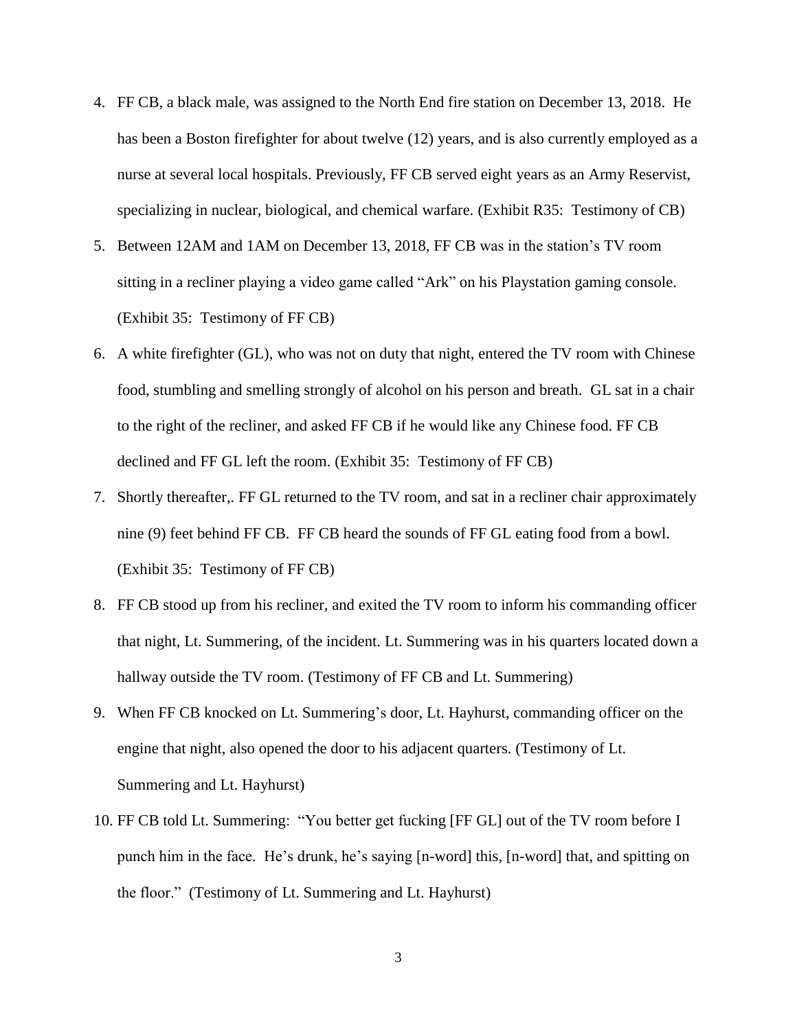4. FF CB, a black male, was assigned to the North End fire station on December 13, 2018. He has been a Boston firefighter for about twelve (12) years, and is also currently employed as a nurse at several local hospitals. Previously, FF CB served eight years as an Army Reservist, specializing in nuclear, biological, and chemical warfare. (Exhibit R35: Testimony of CB)

5. Between 12AM and 1AM on December 13, 2018, FF CB was in the station's TV room sitting in a recliner playing a video game called "Ark" on his Playstation gaming console. (Exhibit 35: Testimony of FF CB)

6. A white firefighter (GL), who was not on duty that night, entered the TV room with Chinese food, stumbling and smelling strongly of alcohol on his person and breath. GL sat in a chair to the right of the recliner, and asked FF CB if he would like any Chinese food. FF CB declined and FF GL left the room. (Exhibit 35: Testimony of FF CB)

7. Shortly thereafter,. FF GL returned to the TV room, and sat in a recliner chair approximately nine (9) feet behind FF CB. FF CB heard the sounds of FF GL eating food from a bowl. (Exhibit 35: Testimony of FF CB)

8. FF CB stood up from his recliner, and exited the TV room to inform his commanding officer that night, Lt. Summering, of the incident. Lt. Summering was in his quarters located down a hallway outside the TV room. (Testimony of FF CB and Lt. Summering)

9. When FF CB knocked on Lt. Summering's door, Lt. Hayhurst, commanding officer on the engine that night, also opened the door to his adjacent quarters. (Testimony of Lt. Summering and Lt. Hayhurst)

10. FF CB told Lt. Summering: "You better get fucking [FF GL] out of the TV room before I punch him in the face. He's drunk, he's saying [n-word] this, [n-word] that, and spitting on the floor." (Testimony of Lt. Summering and Lt. Hayhurst)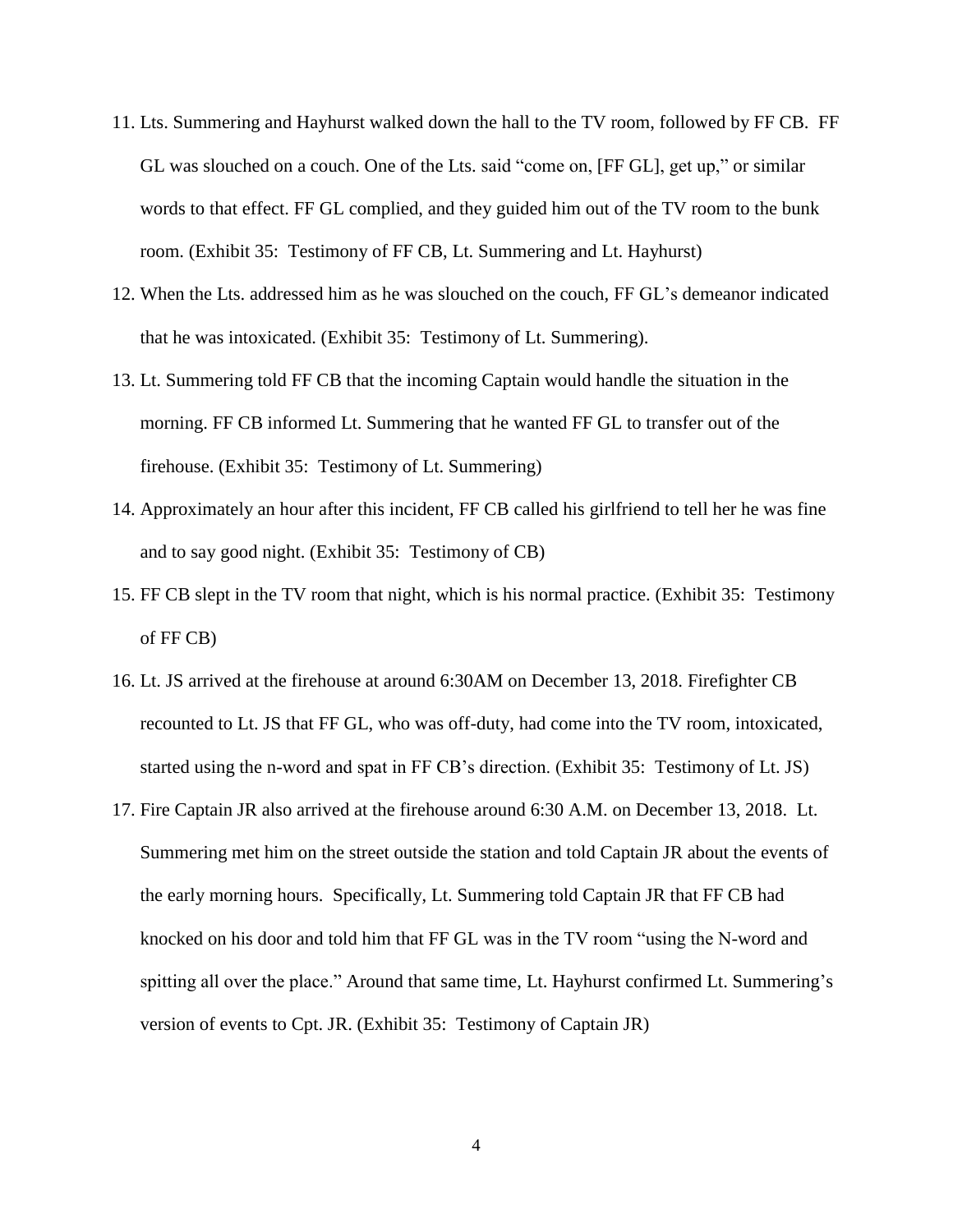11. Lts. Summering and Hayhurst walked down the hall to the TV room, followed by FF CB. FF GL was slouched on a couch. One of the Lts. said "come on, [FF GL], get up," or similar words to that effect. FF GL complied, and they guided him out of the TV room to the bunk room. (Exhibit 35: Testimony of FF CB, Lt. Summering and Lt. Hayhurst)
12. When the Lts. addressed him as he was slouched on the couch, FF GL's demeanor indicated that he was intoxicated. (Exhibit 35: Testimony of Lt. Summering).
13. Lt. Summering told FF CB that the incoming Captain would handle the situation in the morning. FF CB informed Lt. Summering that he wanted FF GL to transfer out of the firehouse. (Exhibit 35: Testimony of Lt. Summering)
14. Approximately an hour after this incident, FF CB called his girlfriend to tell her he was fine and to say good night. (Exhibit 35: Testimony of CB)
15. FF CB slept in the TV room that night, which is his normal practice. (Exhibit 35: Testimony of FF CB)
16. Lt. JS arrived at the firehouse at around 6:30AM on December 13, 2018. Firefighter CB recounted to Lt. JS that FF GL, who was off-duty, had come into the TV room, intoxicated, started using the n-word and spat in FF CB's direction. (Exhibit 35: Testimony of Lt. JS)
17. Fire Captain JR also arrived at the firehouse around 6:30 A.M. on December 13, 2018. Lt. Summering met him on the street outside the station and told Captain JR about the events of the early morning hours. Specifically, Lt. Summering told Captain JR that FF CB had knocked on his door and told him that FF GL was in the TV room "using the N-word and spitting all over the place." Around that same time, Lt. Hayhurst confirmed Lt. Summering's version of events to Cpt. JR. (Exhibit 35: Testimony of Captain JR)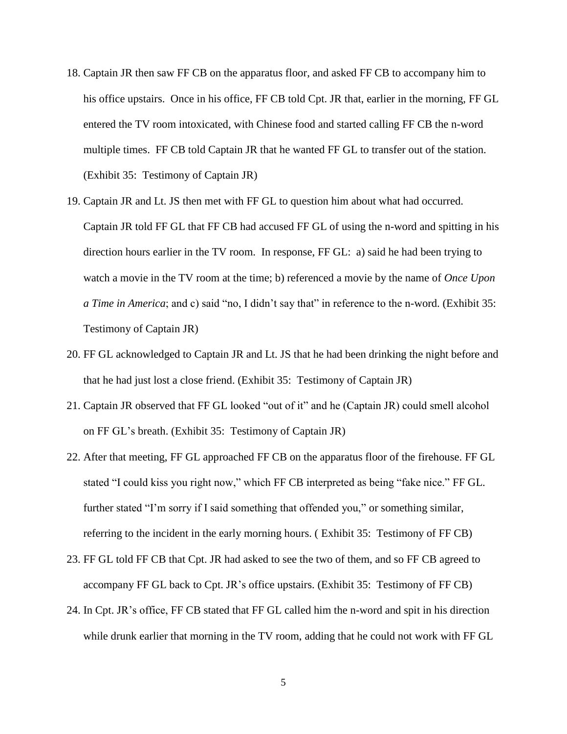18. Captain JR then saw FF CB on the apparatus floor, and asked FF CB to accompany him to his office upstairs. Once in his office, FF CB told Cpt. JR that, earlier in the morning, FF GL entered the TV room intoxicated, with Chinese food and started calling FF CB the n-word multiple times. FF CB told Captain JR that he wanted FF GL to transfer out of the station. (Exhibit 35: Testimony of Captain JR)

19. Captain JR and Lt. JS then met with FF GL to question him about what had occurred. Captain JR told FF GL that FF CB had accused FF GL of using the n-word and spitting in his direction hours earlier in the TV room. In response, FF GL: a) said he had been trying to watch a movie in the TV room at the time; b) referenced a movie by the name of *Once Upon a Time in America*; and c) said "no, I didn't say that" in reference to the n-word. (Exhibit 35: Testimony of Captain JR)

20. FF GL acknowledged to Captain JR and Lt. JS that he had been drinking the night before and that he had just lost a close friend. (Exhibit 35: Testimony of Captain JR)

21. Captain JR observed that FF GL looked "out of it" and he (Captain JR) could smell alcohol on FF GL's breath. (Exhibit 35: Testimony of Captain JR)

22. After that meeting, FF GL approached FF CB on the apparatus floor of the firehouse. FF GL stated "I could kiss you right now," which FF CB interpreted as being "fake nice." FF GL. further stated "I'm sorry if I said something that offended you," or something similar, referring to the incident in the early morning hours. ( Exhibit 35: Testimony of FF CB)

23. FF GL told FF CB that Cpt. JR had asked to see the two of them, and so FF CB agreed to accompany FF GL back to Cpt. JR's office upstairs. (Exhibit 35: Testimony of FF CB)

24. In Cpt. JR's office, FF CB stated that FF GL called him the n-word and spit in his direction while drunk earlier that morning in the TV room, adding that he could not work with FF GL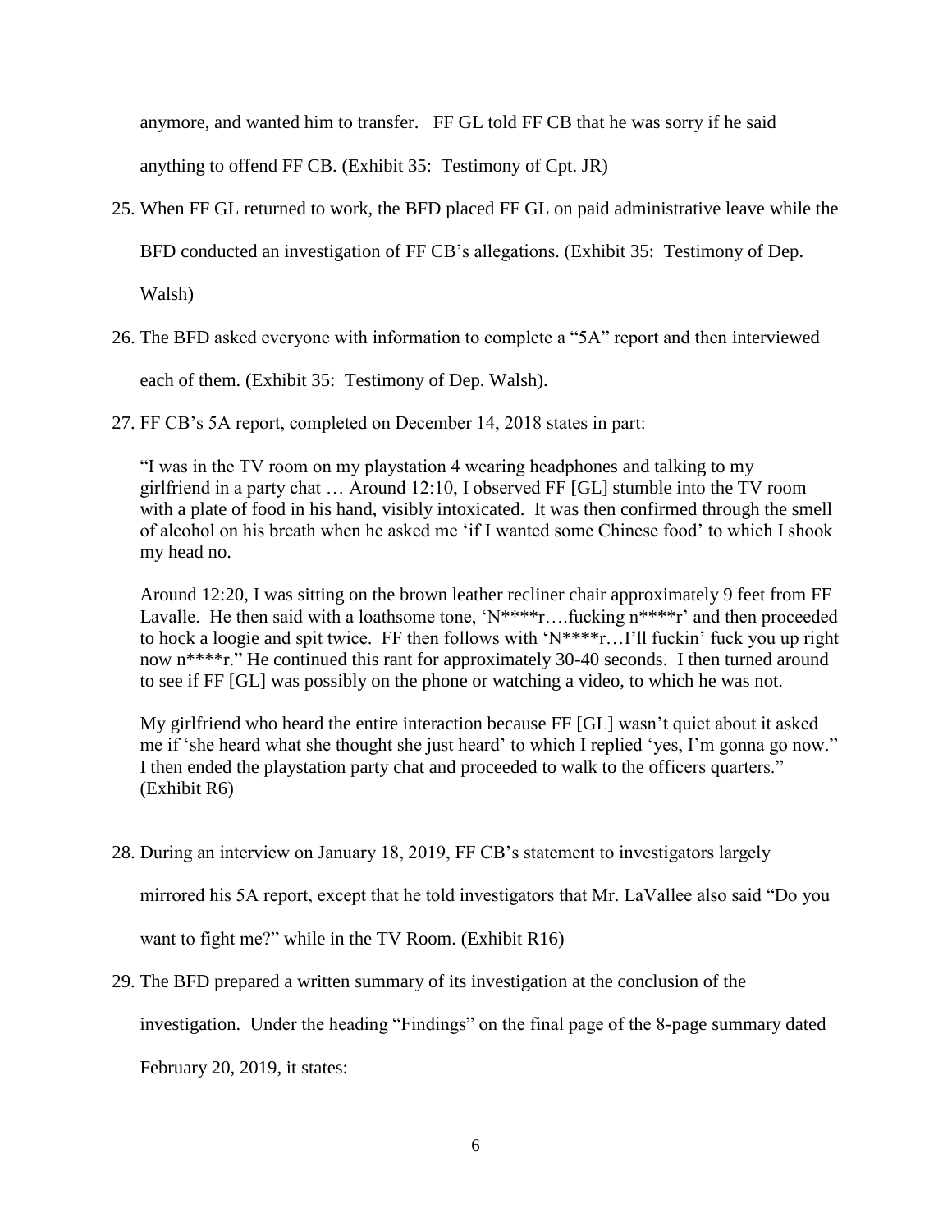anymore, and wanted him to transfer. FF GL told FF CB that he was sorry if he said anything to offend FF CB. (Exhibit 35: Testimony of Cpt. JR)

25. When FF GL returned to work, the BFD placed FF GL on paid administrative leave while the BFD conducted an investigation of FF CB's allegations. (Exhibit 35: Testimony of Dep. Walsh)

26. The BFD asked everyone with information to complete a "5A" report and then interviewed each of them. (Exhibit 35: Testimony of Dep. Walsh).

27. FF CB's 5A report, completed on December 14, 2018 states in part:

 "I was in the TV room on my playstation 4 wearing headphones and talking to my girlfriend in a party chat … Around 12:10, I observed FF [GL] stumble into the TV room with a plate of food in his hand, visibly intoxicated. It was then confirmed through the smell of alcohol on his breath when he asked me 'if I wanted some Chinese food' to which I shook my head no.

 Around 12:20, I was sitting on the brown leather recliner chair approximately 9 feet from FF Lavalle. He then said with a loathsome tone, 'N****r….fucking n****r' and then proceeded to hock a loogie and spit twice. FF then follows with 'N****r…I'll fuckin' fuck you up right now n****r." He continued this rant for approximately 30-40 seconds. I then turned around to see if FF [GL] was possibly on the phone or watching a video, to which he was not.

 My girlfriend who heard the entire interaction because FF [GL] wasn't quiet about it asked me if 'she heard what she thought she just heard' to which I replied 'yes, I'm gonna go now." I then ended the playstation party chat and proceeded to walk to the officers quarters." (Exhibit R6)

28. During an interview on January 18, 2019, FF CB's statement to investigators largely mirrored his 5A report, except that he told investigators that Mr. LaVallee also said "Do you want to fight me?" while in the TV Room. (Exhibit R16)

29. The BFD prepared a written summary of its investigation at the conclusion of the investigation. Under the heading "Findings" on the final page of the 8-page summary dated February 20, 2019, it states: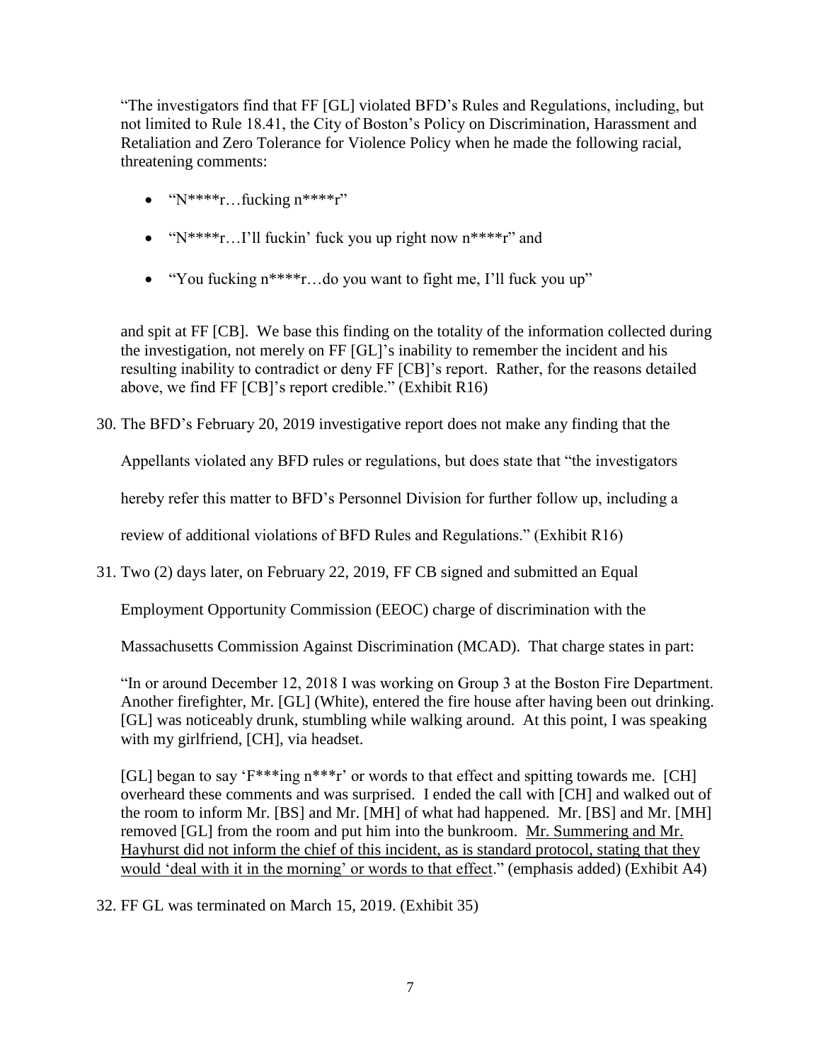"The investigators find that FF [GL] violated BFD's Rules and Regulations, including, but not limited to Rule 18.41, the City of Boston's Policy on Discrimination, Harassment and Retaliation and Zero Tolerance for Violence Policy when he made the following racial, threatening comments:

- "N****r…fucking n****r"
- "N****r…I'll fuckin' fuck you up right now n****r" and
- "You fucking n****r…do you want to fight me, I'll fuck you up"

and spit at FF [CB]. We base this finding on the totality of the information collected during the investigation, not merely on FF [GL]'s inability to remember the incident and his resulting inability to contradict or deny FF [CB]'s report. Rather, for the reasons detailed above, we find FF [CB]'s report credible." (Exhibit R16)

30. The BFD's February 20, 2019 investigative report does not make any finding that the Appellants violated any BFD rules or regulations, but does state that "the investigators hereby refer this matter to BFD's Personnel Division for further follow up, including a review of additional violations of BFD Rules and Regulations." (Exhibit R16)

31. Two (2) days later, on February 22, 2019, FF CB signed and submitted an Equal Employment Opportunity Commission (EEOC) charge of discrimination with the Massachusetts Commission Against Discrimination (MCAD). That charge states in part:

"In or around December 12, 2018 I was working on Group 3 at the Boston Fire Department. Another firefighter, Mr. [GL] (White), entered the fire house after having been out drinking. [GL] was noticeably drunk, stumbling while walking around. At this point, I was speaking with my girlfriend, [CH], via headset.

[GL] began to say 'F***ing n***r' or words to that effect and spitting towards me. [CH] overheard these comments and was surprised. I ended the call with [CH] and walked out of the room to inform Mr. [BS] and Mr. [MH] of what had happened. Mr. [BS] and Mr. [MH] removed [GL] from the room and put him into the bunkroom. <u>Mr. Summering and Mr. Hayhurst did not inform the chief of this incident, as is standard protocol, stating that they would 'deal with it in the morning' or words to that effect</u>." (emphasis added) (Exhibit A4)

32. FF GL was terminated on March 15, 2019. (Exhibit 35)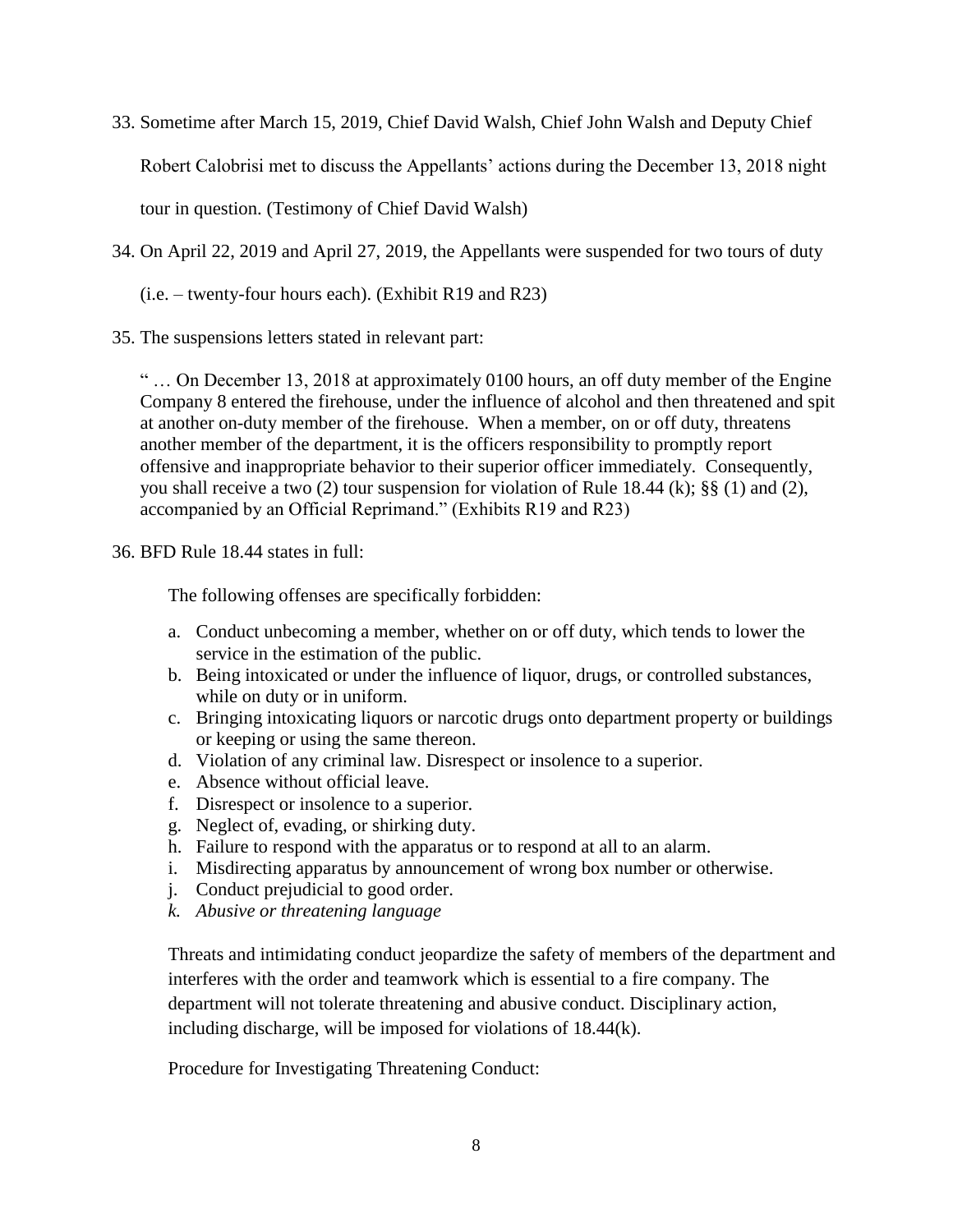33. Sometime after March 15, 2019, Chief David Walsh, Chief John Walsh and Deputy Chief Robert Calobrisi met to discuss the Appellants' actions during the December 13, 2018 night tour in question. (Testimony of Chief David Walsh)

34. On April 22, 2019 and April 27, 2019, the Appellants were suspended for two tours of duty (i.e. – twenty-four hours each). (Exhibit R19 and R23)

35. The suspensions letters stated in relevant part:

    " … On December 13, 2018 at approximately 0100 hours, an off duty member of the Engine Company 8 entered the firehouse, under the influence of alcohol and then threatened and spit at another on-duty member of the firehouse. When a member, on or off duty, threatens another member of the department, it is the officers responsibility to promptly report offensive and inappropriate behavior to their superior officer immediately. Consequently, you shall receive a two (2) tour suspension for violation of Rule 18.44 (k); §§ (1) and (2), accompanied by an Official Reprimand." (Exhibits R19 and R23)

36. BFD Rule 18.44 states in full:

    The following offenses are specifically forbidden:

    a. Conduct unbecoming a member, whether on or off duty, which tends to lower the service in the estimation of the public.
    b. Being intoxicated or under the influence of liquor, drugs, or controlled substances, while on duty or in uniform.
    c. Bringing intoxicating liquors or narcotic drugs onto department property or buildings or keeping or using the same thereon.
    d. Violation of any criminal law. Disrespect or insolence to a superior.
    e. Absence without official leave.
    f. Disrespect or insolence to a superior.
    g. Neglect of, evading, or shirking duty.
    h. Failure to respond with the apparatus or to respond at all to an alarm.
    i. Misdirecting apparatus by announcement of wrong box number or otherwise.
    j. Conduct prejudicial to good order.
    k. *Abusive or threatening language*

    Threats and intimidating conduct jeopardize the safety of members of the department and interferes with the order and teamwork which is essential to a fire company. The department will not tolerate threatening and abusive conduct. Disciplinary action, including discharge, will be imposed for violations of 18.44(k).

    Procedure for Investigating Threatening Conduct: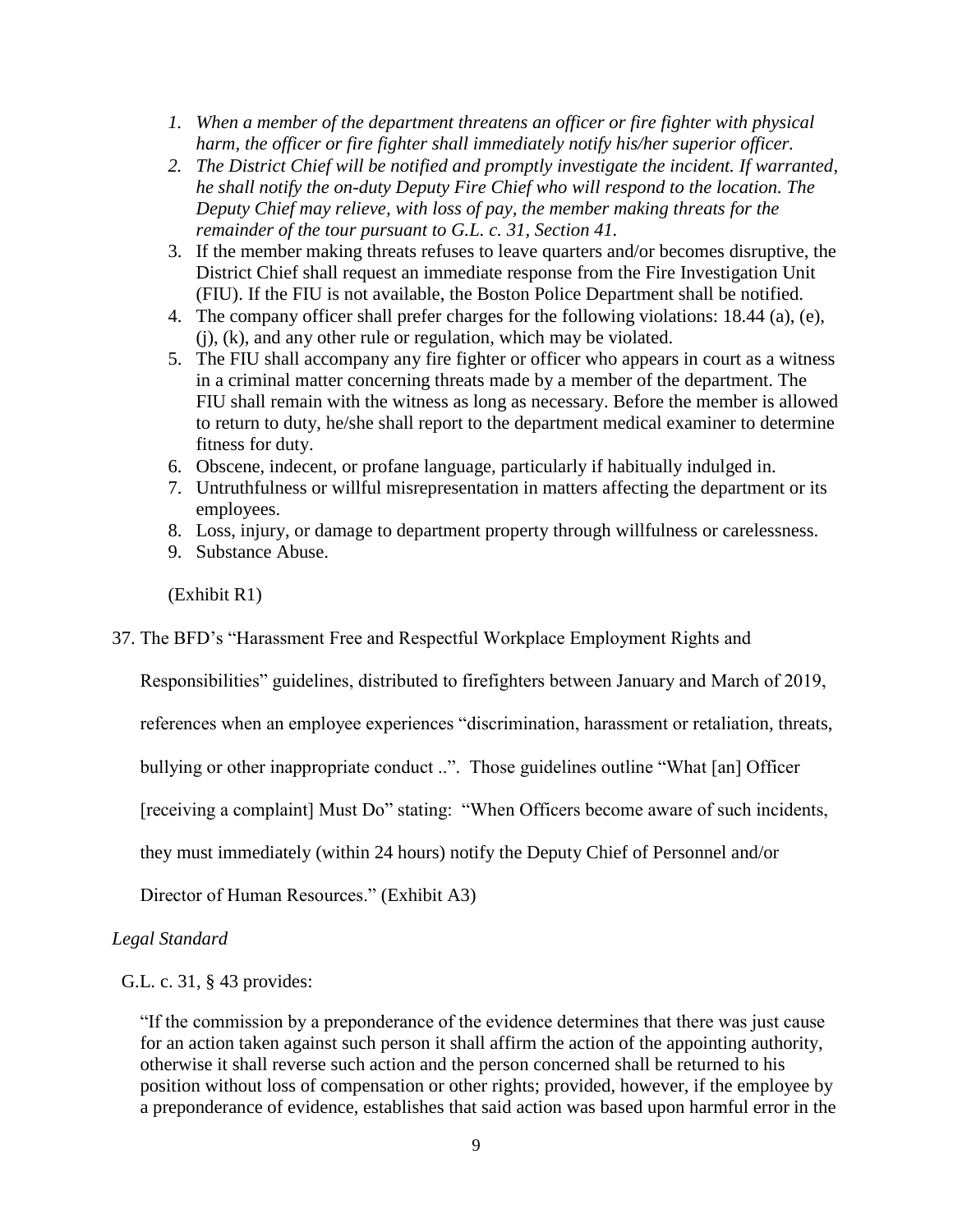1. *When a member of the department threatens an officer or fire fighter with physical harm, the officer or fire fighter shall immediately notify his/her superior officer.*
2. *The District Chief will be notified and promptly investigate the incident. If warranted, he shall notify the on-duty Deputy Fire Chief who will respond to the location. The Deputy Chief may relieve, with loss of pay, the member making threats for the remainder of the tour pursuant to G.L. c. 31, Section 41.*
3. If the member making threats refuses to leave quarters and/or becomes disruptive, the District Chief shall request an immediate response from the Fire Investigation Unit (FIU). If the FIU is not available, the Boston Police Department shall be notified.
4. The company officer shall prefer charges for the following violations: 18.44 (a), (e), (j), (k), and any other rule or regulation, which may be violated.
5. The FIU shall accompany any fire fighter or officer who appears in court as a witness in a criminal matter concerning threats made by a member of the department. The FIU shall remain with the witness as long as necessary. Before the member is allowed to return to duty, he/she shall report to the department medical examiner to determine fitness for duty.
6. Obscene, indecent, or profane language, particularly if habitually indulged in.
7. Untruthfulness or willful misrepresentation in matters affecting the department or its employees.
8. Loss, injury, or damage to department property through willfulness or carelessness.
9. Substance Abuse.

(Exhibit R1)

37. The BFD's "Harassment Free and Respectful Workplace Employment Rights and Responsibilities" guidelines, distributed to firefighters between January and March of 2019, references when an employee experiences "discrimination, harassment or retaliation, threats, bullying or other inappropriate conduct ..". Those guidelines outline "What [an] Officer [receiving a complaint] Must Do" stating: "When Officers become aware of such incidents, they must immediately (within 24 hours) notify the Deputy Chief of Personnel and/or Director of Human Resources." (Exhibit A3)

*Legal Standard*

G.L. c. 31, § 43 provides:

> "If the commission by a preponderance of the evidence determines that there was just cause for an action taken against such person it shall affirm the action of the appointing authority, otherwise it shall reverse such action and the person concerned shall be returned to his position without loss of compensation or other rights; provided, however, if the employee by a preponderance of evidence, establishes that said action was based upon harmful error in the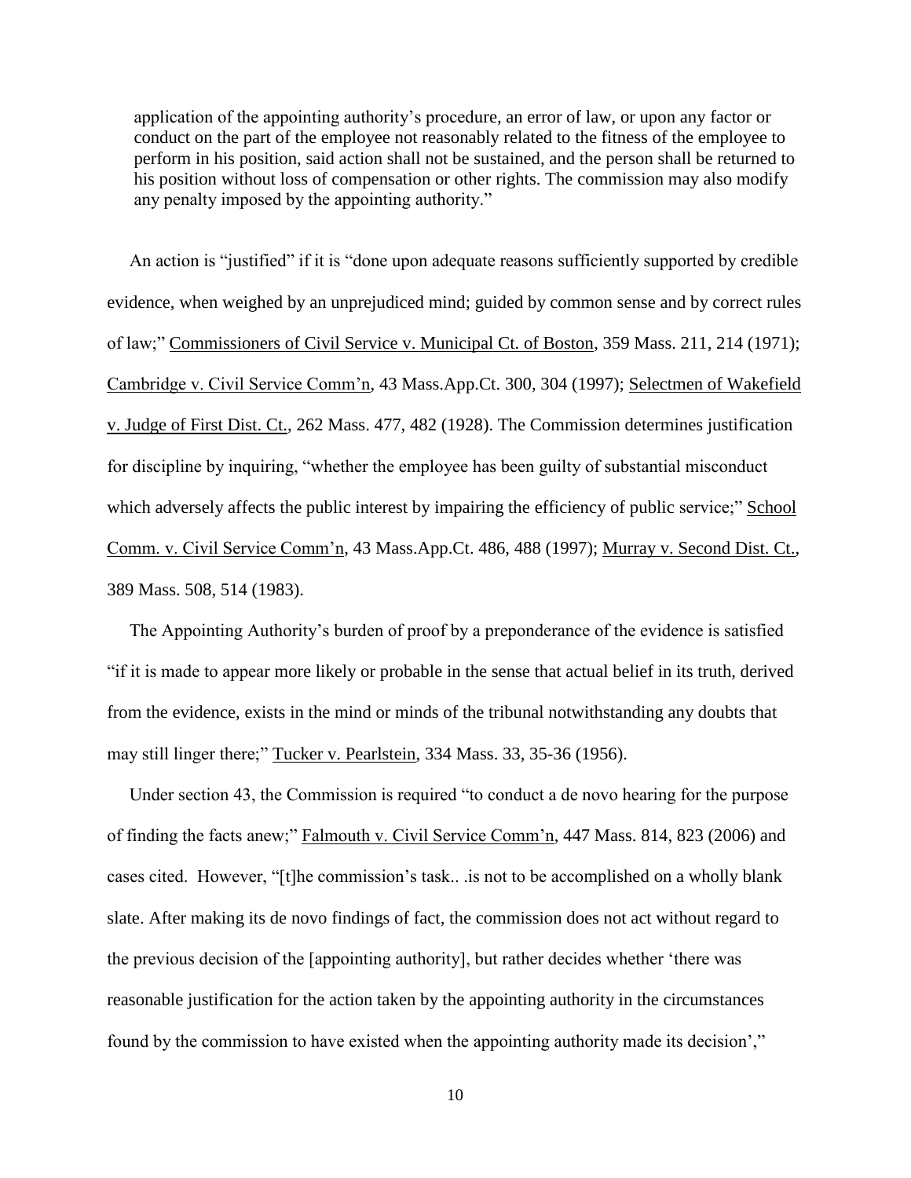> application of the appointing authority's procedure, an error of law, or upon any factor or conduct on the part of the employee not reasonably related to the fitness of the employee to perform in his position, said action shall not be sustained, and the person shall be returned to his position without loss of compensation or other rights. The commission may also modify any penalty imposed by the appointing authority."

An action is "justified" if it is "done upon adequate reasons sufficiently supported by credible evidence, when weighed by an unprejudiced mind; guided by common sense and by correct rules of law;" Commissioners of Civil Service v. Municipal Ct. of Boston, 359 Mass. 211, 214 (1971); Cambridge v. Civil Service Comm'n, 43 Mass.App.Ct. 300, 304 (1997); Selectmen of Wakefield v. Judge of First Dist. Ct., 262 Mass. 477, 482 (1928). The Commission determines justification for discipline by inquiring, "whether the employee has been guilty of substantial misconduct which adversely affects the public interest by impairing the efficiency of public service;" School Comm. v. Civil Service Comm'n, 43 Mass.App.Ct. 486, 488 (1997); Murray v. Second Dist. Ct., 389 Mass. 508, 514 (1983).

The Appointing Authority's burden of proof by a preponderance of the evidence is satisfied "if it is made to appear more likely or probable in the sense that actual belief in its truth, derived from the evidence, exists in the mind or minds of the tribunal notwithstanding any doubts that may still linger there;" Tucker v. Pearlstein, 334 Mass. 33, 35-36 (1956).

Under section 43, the Commission is required "to conduct a de novo hearing for the purpose of finding the facts anew;" Falmouth v. Civil Service Comm'n, 447 Mass. 814, 823 (2006) and cases cited. However, "[t]he commission's task.. .is not to be accomplished on a wholly blank slate. After making its de novo findings of fact, the commission does not act without regard to the previous decision of the [appointing authority], but rather decides whether 'there was reasonable justification for the action taken by the appointing authority in the circumstances found by the commission to have existed when the appointing authority made its decision',"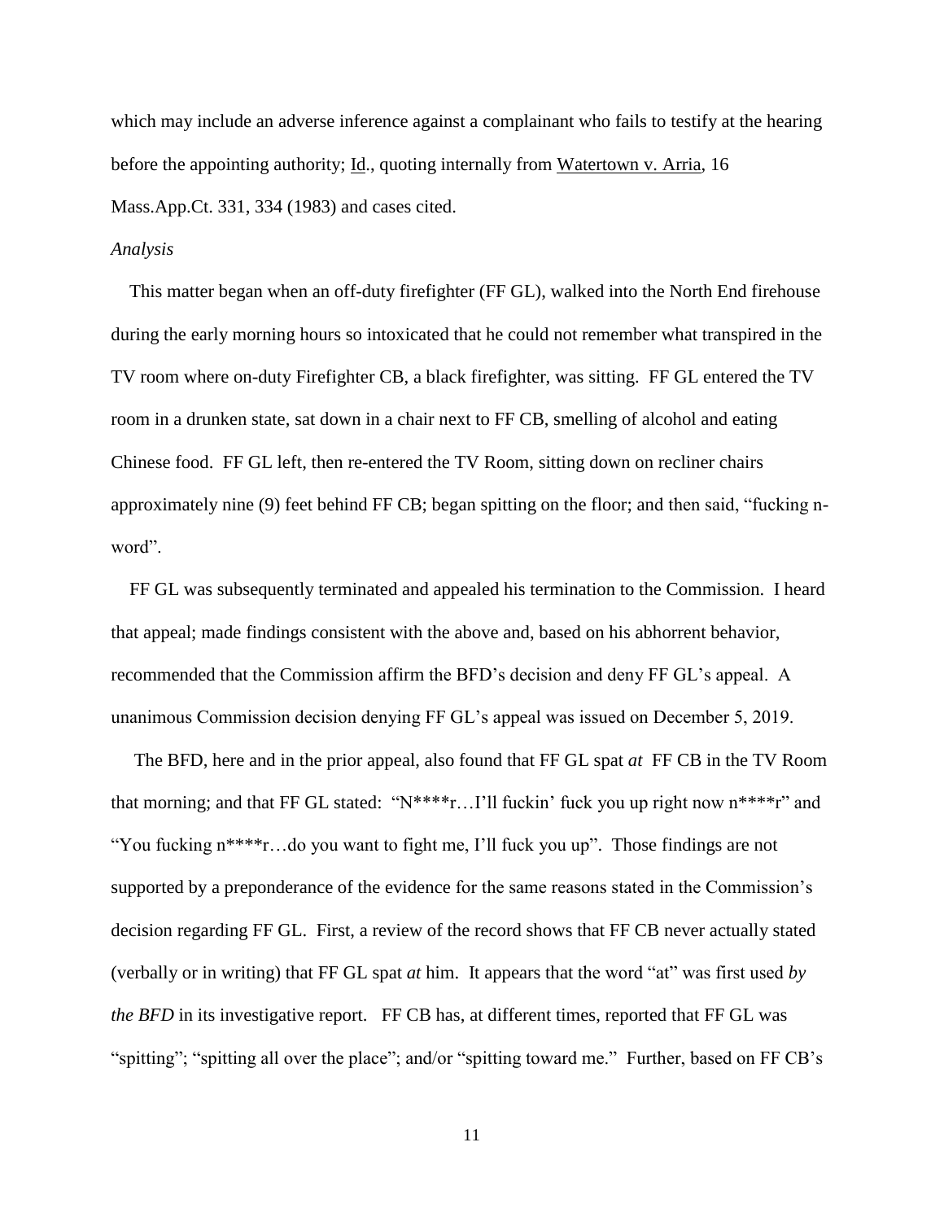which may include an adverse inference against a complainant who fails to testify at the hearing before the appointing authority; Id., quoting internally from Watertown v. Arria, 16 Mass.App.Ct. 331, 334 (1983) and cases cited.

*Analysis*

This matter began when an off-duty firefighter (FF GL), walked into the North End firehouse during the early morning hours so intoxicated that he could not remember what transpired in the TV room where on-duty Firefighter CB, a black firefighter, was sitting. FF GL entered the TV room in a drunken state, sat down in a chair next to FF CB, smelling of alcohol and eating Chinese food. FF GL left, then re-entered the TV Room, sitting down on recliner chairs approximately nine (9) feet behind FF CB; began spitting on the floor; and then said, "fucking n-word".

FF GL was subsequently terminated and appealed his termination to the Commission. I heard that appeal; made findings consistent with the above and, based on his abhorrent behavior, recommended that the Commission affirm the BFD's decision and deny FF GL's appeal. A unanimous Commission decision denying FF GL's appeal was issued on December 5, 2019.

The BFD, here and in the prior appeal, also found that FF GL spat *at* FF CB in the TV Room that morning; and that FF GL stated: "N****r…I'll fuckin' fuck you up right now n****r" and "You fucking n****r…do you want to fight me, I'll fuck you up". Those findings are not supported by a preponderance of the evidence for the same reasons stated in the Commission's decision regarding FF GL. First, a review of the record shows that FF CB never actually stated (verbally or in writing) that FF GL spat *at* him. It appears that the word "at" was first used *by the BFD* in its investigative report. FF CB has, at different times, reported that FF GL was "spitting"; "spitting all over the place"; and/or "spitting toward me." Further, based on FF CB's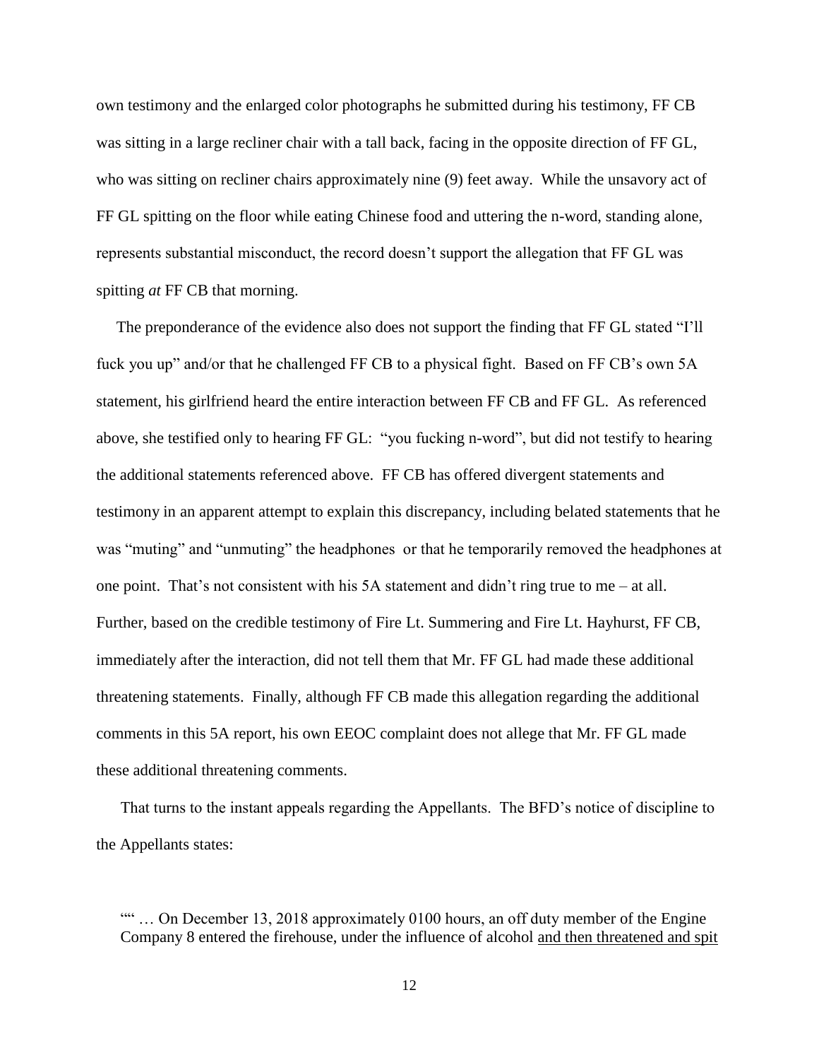own testimony and the enlarged color photographs he submitted during his testimony, FF CB was sitting in a large recliner chair with a tall back, facing in the opposite direction of FF GL, who was sitting on recliner chairs approximately nine (9) feet away. While the unsavory act of FF GL spitting on the floor while eating Chinese food and uttering the n-word, standing alone, represents substantial misconduct, the record doesn't support the allegation that FF GL was spitting *at* FF CB that morning.

The preponderance of the evidence also does not support the finding that FF GL stated "I'll fuck you up" and/or that he challenged FF CB to a physical fight. Based on FF CB's own 5A statement, his girlfriend heard the entire interaction between FF CB and FF GL. As referenced above, she testified only to hearing FF GL: "you fucking n-word", but did not testify to hearing the additional statements referenced above. FF CB has offered divergent statements and testimony in an apparent attempt to explain this discrepancy, including belated statements that he was "muting" and "unmuting" the headphones or that he temporarily removed the headphones at one point. That's not consistent with his 5A statement and didn't ring true to me – at all. Further, based on the credible testimony of Fire Lt. Summering and Fire Lt. Hayhurst, FF CB, immediately after the interaction, did not tell them that Mr. FF GL had made these additional threatening statements. Finally, although FF CB made this allegation regarding the additional comments in this 5A report, his own EEOC complaint does not allege that Mr. FF GL made these additional threatening comments.

That turns to the instant appeals regarding the Appellants. The BFD's notice of discipline to the Appellants states:

> "" … On December 13, 2018 approximately 0100 hours, an off duty member of the Engine Company 8 entered the firehouse, under the influence of alcohol <u>and then threatened and spit</u>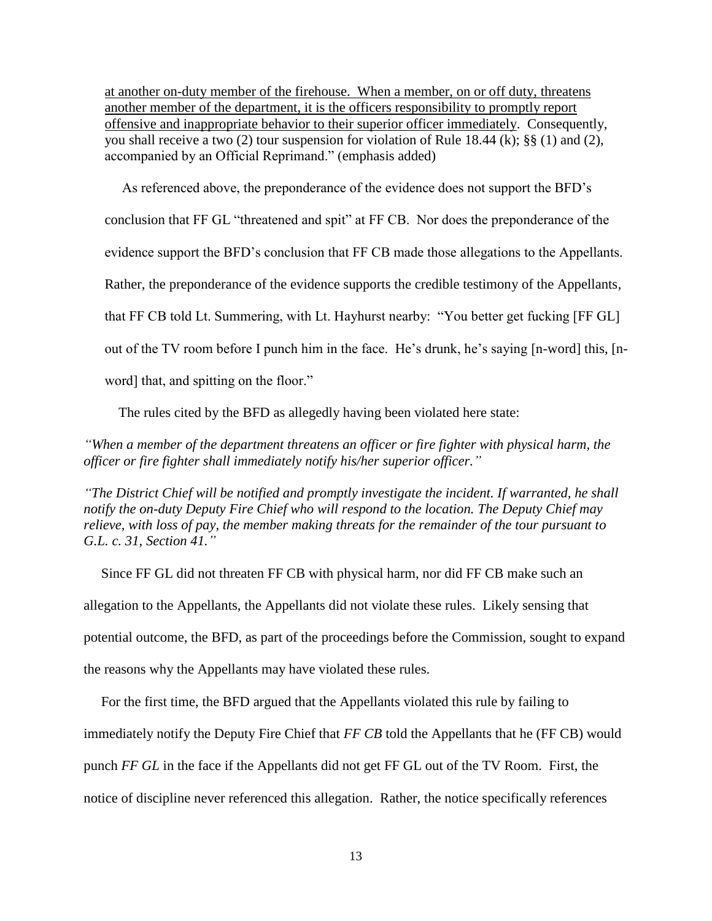at another on-duty member of the firehouse. When a member, on or off duty, threatens another member of the department, it is the officers responsibility to promptly report offensive and inappropriate behavior to their superior officer immediately. Consequently, you shall receive a two (2) tour suspension for violation of Rule 18.44 (k); §§ (1) and (2), accompanied by an Official Reprimand." (emphasis added)

As referenced above, the preponderance of the evidence does not support the BFD's conclusion that FF GL "threatened and spit" at FF CB. Nor does the preponderance of the evidence support the BFD's conclusion that FF CB made those allegations to the Appellants. Rather, the preponderance of the evidence supports the credible testimony of the Appellants, that FF CB told Lt. Summering, with Lt. Hayhurst nearby: "You better get fucking [FF GL] out of the TV room before I punch him in the face. He's drunk, he's saying [n-word] this, [n-word] that, and spitting on the floor."

The rules cited by the BFD as allegedly having been violated here state:

*"When a member of the department threatens an officer or fire fighter with physical harm, the officer or fire fighter shall immediately notify his/her superior officer."*

*"The District Chief will be notified and promptly investigate the incident. If warranted, he shall notify the on-duty Deputy Fire Chief who will respond to the location. The Deputy Chief may relieve, with loss of pay, the member making threats for the remainder of the tour pursuant to G.L. c. 31, Section 41."*

Since FF GL did not threaten FF CB with physical harm, nor did FF CB make such an allegation to the Appellants, the Appellants did not violate these rules. Likely sensing that potential outcome, the BFD, as part of the proceedings before the Commission, sought to expand the reasons why the Appellants may have violated these rules.

For the first time, the BFD argued that the Appellants violated this rule by failing to immediately notify the Deputy Fire Chief that *FF CB* told the Appellants that he (FF CB) would punch *FF GL* in the face if the Appellants did not get FF GL out of the TV Room. First, the notice of discipline never referenced this allegation. Rather, the notice specifically references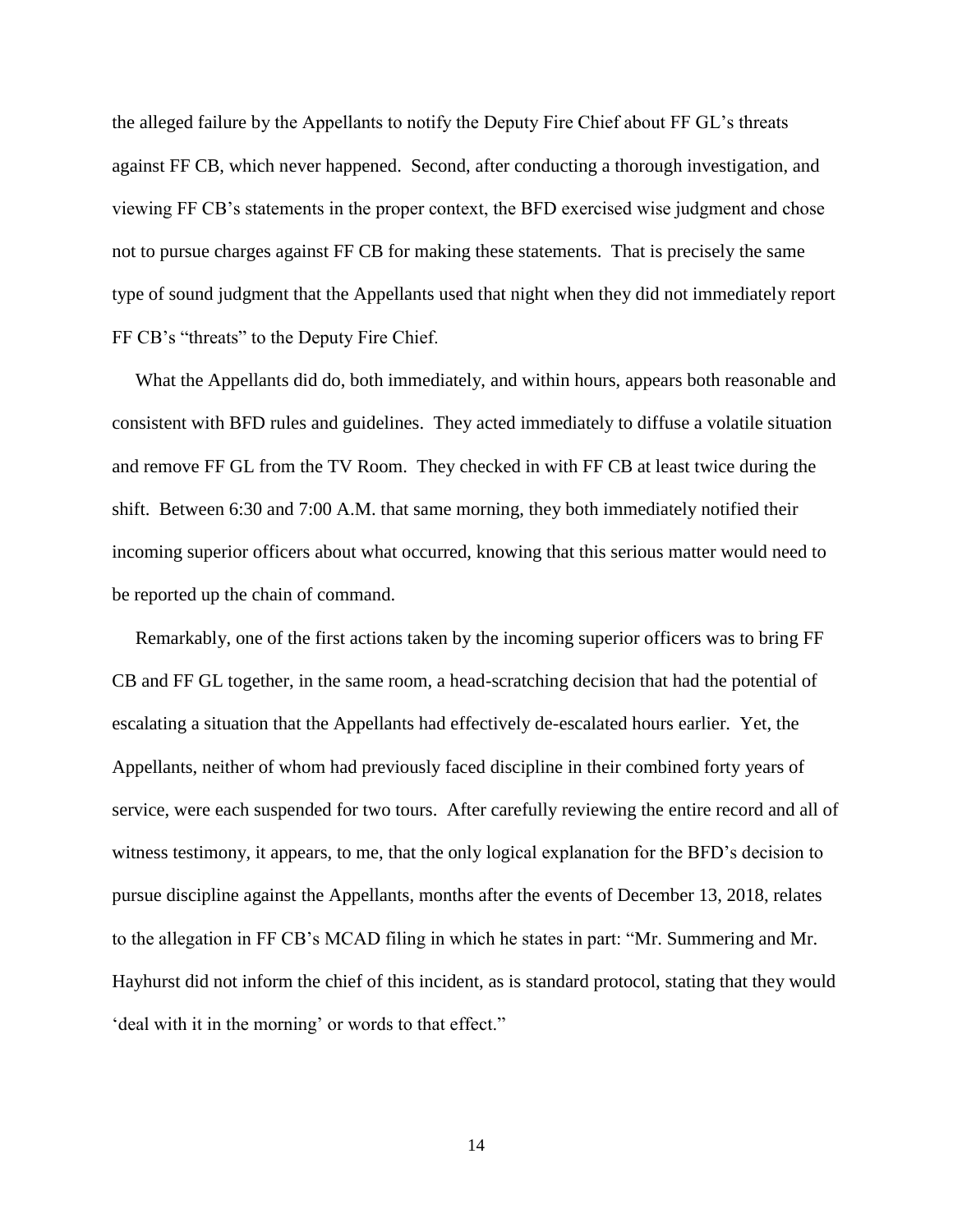the alleged failure by the Appellants to notify the Deputy Fire Chief about FF GL's threats against FF CB, which never happened. Second, after conducting a thorough investigation, and viewing FF CB's statements in the proper context, the BFD exercised wise judgment and chose not to pursue charges against FF CB for making these statements. That is precisely the same type of sound judgment that the Appellants used that night when they did not immediately report FF CB's "threats" to the Deputy Fire Chief.

What the Appellants did do, both immediately, and within hours, appears both reasonable and consistent with BFD rules and guidelines. They acted immediately to diffuse a volatile situation and remove FF GL from the TV Room. They checked in with FF CB at least twice during the shift. Between 6:30 and 7:00 A.M. that same morning, they both immediately notified their incoming superior officers about what occurred, knowing that this serious matter would need to be reported up the chain of command.

Remarkably, one of the first actions taken by the incoming superior officers was to bring FF CB and FF GL together, in the same room, a head-scratching decision that had the potential of escalating a situation that the Appellants had effectively de-escalated hours earlier. Yet, the Appellants, neither of whom had previously faced discipline in their combined forty years of service, were each suspended for two tours. After carefully reviewing the entire record and all of witness testimony, it appears, to me, that the only logical explanation for the BFD's decision to pursue discipline against the Appellants, months after the events of December 13, 2018, relates to the allegation in FF CB's MCAD filing in which he states in part: "Mr. Summering and Mr. Hayhurst did not inform the chief of this incident, as is standard protocol, stating that they would 'deal with it in the morning' or words to that effect."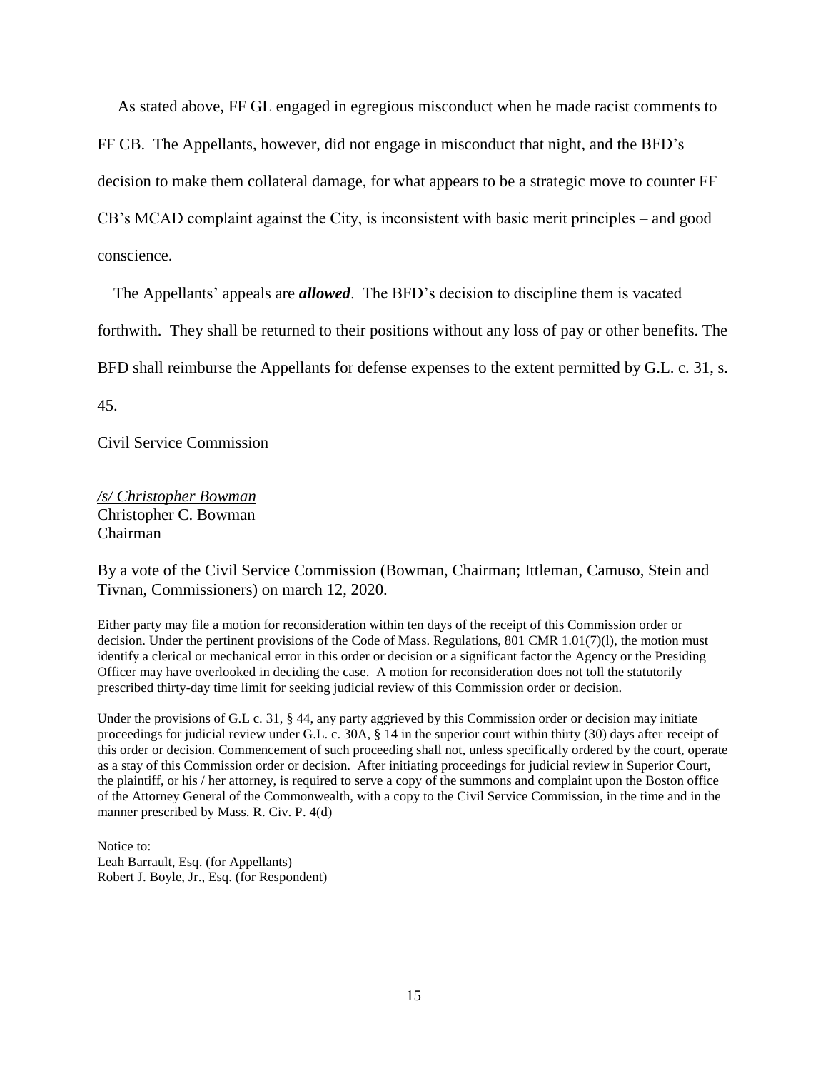As stated above, FF GL engaged in egregious misconduct when he made racist comments to FF CB. The Appellants, however, did not engage in misconduct that night, and the BFD's decision to make them collateral damage, for what appears to be a strategic move to counter FF CB's MCAD complaint against the City, is inconsistent with basic merit principles – and good conscience.

The Appellants' appeals are ***allowed***. The BFD's decision to discipline them is vacated forthwith. They shall be returned to their positions without any loss of pay or other benefits. The BFD shall reimburse the Appellants for defense expenses to the extent permitted by G.L. c. 31, s. 45.

Civil Service Commission

*/s/ Christopher Bowman*
Christopher C. Bowman
Chairman

By a vote of the Civil Service Commission (Bowman, Chairman; Ittleman, Camuso, Stein and Tivnan, Commissioners) on march 12, 2020.

Either party may file a motion for reconsideration within ten days of the receipt of this Commission order or decision. Under the pertinent provisions of the Code of Mass. Regulations, 801 CMR 1.01(7)(l), the motion must identify a clerical or mechanical error in this order or decision or a significant factor the Agency or the Presiding Officer may have overlooked in deciding the case. A motion for reconsideration does not toll the statutorily prescribed thirty-day time limit for seeking judicial review of this Commission order or decision.

Under the provisions of G.L c. 31, § 44, any party aggrieved by this Commission order or decision may initiate proceedings for judicial review under G.L. c. 30A, § 14 in the superior court within thirty (30) days after receipt of this order or decision. Commencement of such proceeding shall not, unless specifically ordered by the court, operate as a stay of this Commission order or decision. After initiating proceedings for judicial review in Superior Court, the plaintiff, or his / her attorney, is required to serve a copy of the summons and complaint upon the Boston office of the Attorney General of the Commonwealth, with a copy to the Civil Service Commission, in the time and in the manner prescribed by Mass. R. Civ. P. 4(d)

Notice to:
Leah Barrault, Esq. (for Appellants)
Robert J. Boyle, Jr., Esq. (for Respondent)